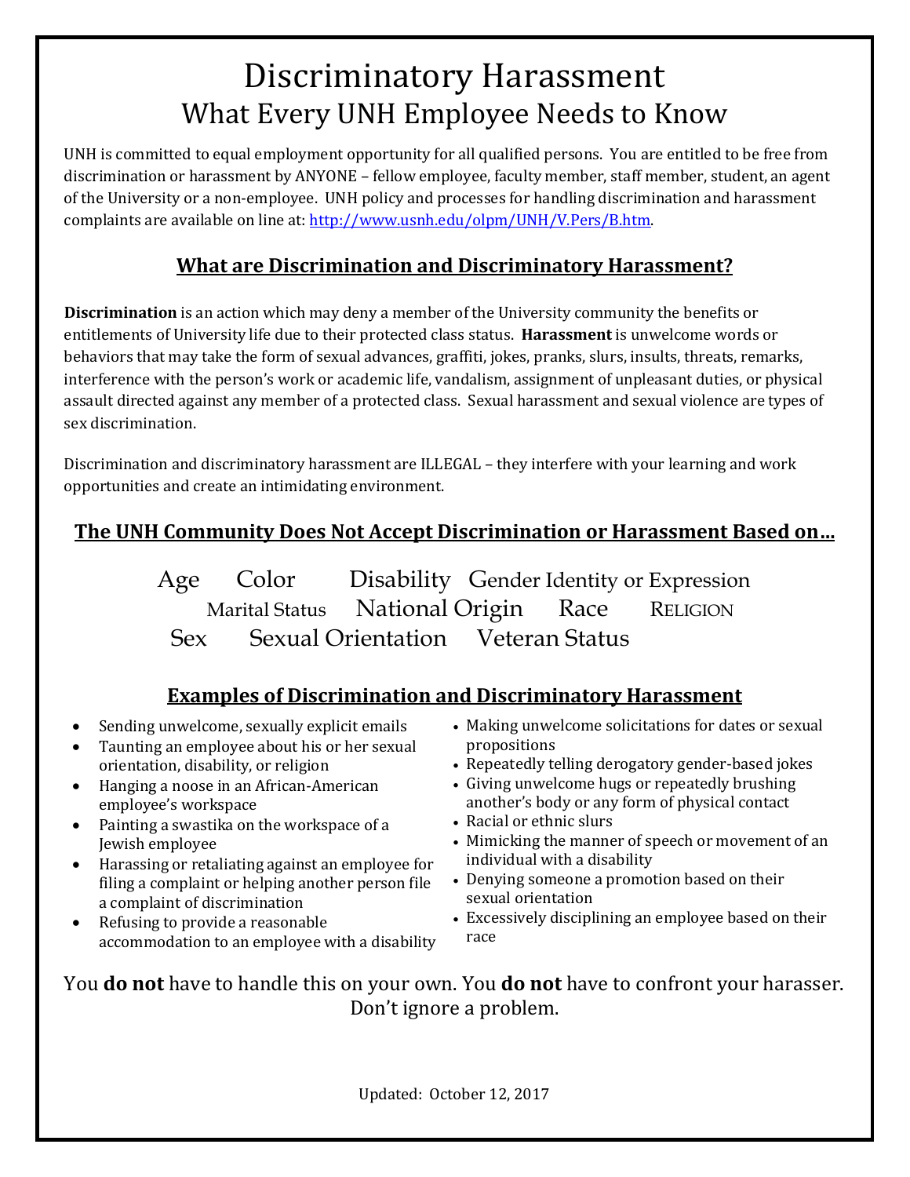# Discriminatory Harassment
## What Every UNH Employee Needs to Know

UNH is committed to equal employment opportunity for all qualified persons. You are entitled to be free from discrimination or harassment by ANYONE – fellow employee, faculty member, staff member, student, an agent of the University or a non-employee. UNH policy and processes for handling discrimination and harassment complaints are available on line at: [http://www.usnh.edu/olpm/UNH/V.Pers/B.htm](http://www.usnh.edu/olpm/UNH/V.Pers/B.htm).

### What are Discrimination and Discriminatory Harassment?

**Discrimination** is an action which may deny a member of the University community the benefits or entitlements of University life due to their protected class status. **Harassment** is unwelcome words or behaviors that may take the form of sexual advances, graffiti, jokes, pranks, slurs, insults, threats, remarks, interference with the person's work or academic life, vandalism, assignment of unpleasant duties, or physical assault directed against any member of a protected class. Sexual harassment and sexual violence are types of sex discrimination.

Discrimination and discriminatory harassment are ILLEGAL – they interfere with your learning and work opportunities and create an intimidating environment.

### The UNH Community Does Not Accept Discrimination or Harassment Based on…

Age Color Disability Gender Identity or Expression
Marital Status National Origin Race RELIGION
Sex Sexual Orientation Veteran Status

### Examples of Discrimination and Discriminatory Harassment

- Sending unwelcome, sexually explicit emails
- Taunting an employee about his or her sexual orientation, disability, or religion
- Hanging a noose in an African-American employee's workspace
- Painting a swastika on the workspace of a Jewish employee
- Harassing or retaliating against an employee for filing a complaint or helping another person file a complaint of discrimination
- Refusing to provide a reasonable accommodation to an employee with a disability
- Making unwelcome solicitations for dates or sexual propositions
- Repeatedly telling derogatory gender-based jokes
- Giving unwelcome hugs or repeatedly brushing another's body or any form of physical contact
- Racial or ethnic slurs
- Mimicking the manner of speech or movement of an individual with a disability
- Denying someone a promotion based on their sexual orientation
- Excessively disciplining an employee based on their race

You **do not** have to handle this on your own. You **do not** have to confront your harasser. Don't ignore a problem.

Updated: October 12, 2017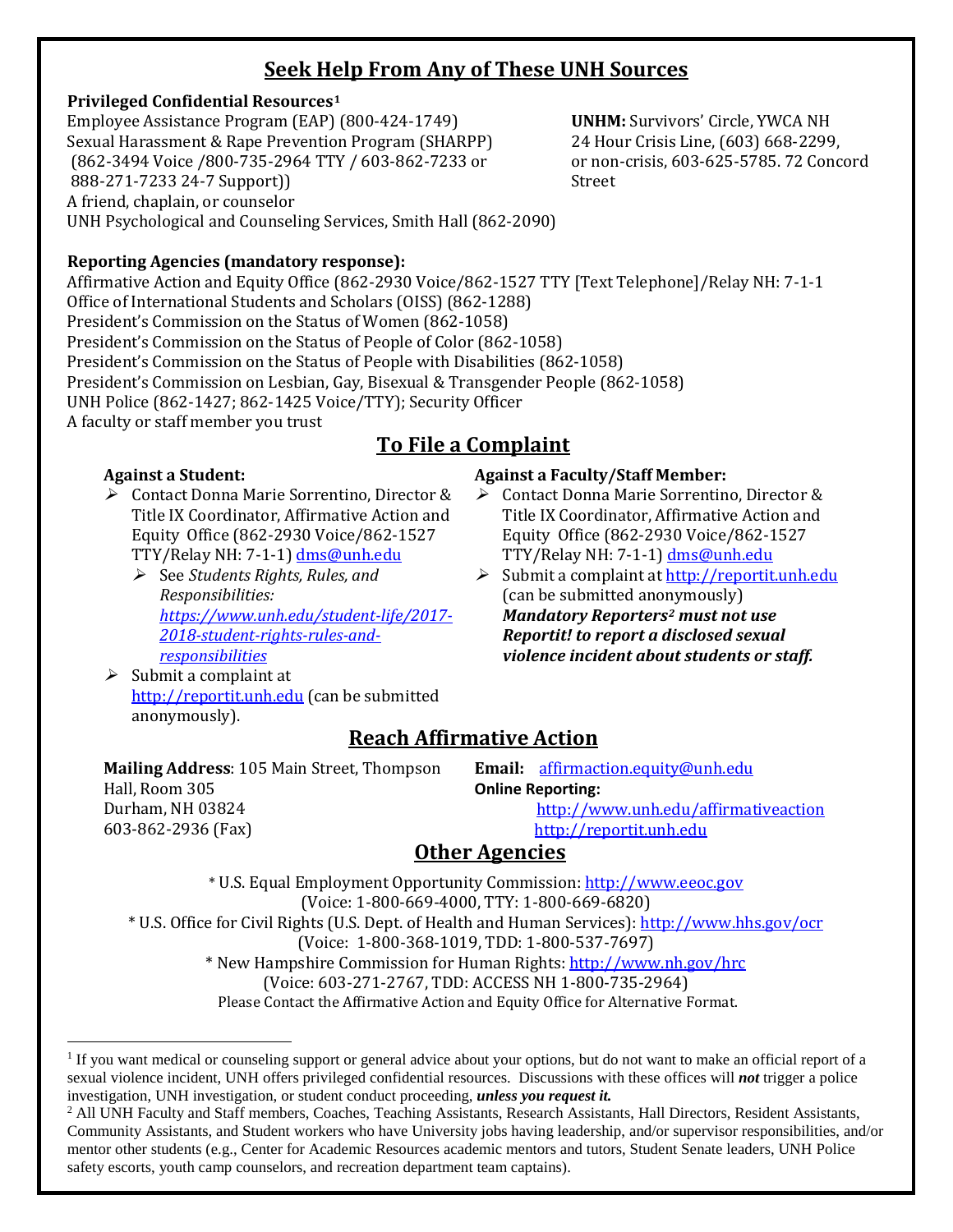## Seek Help From Any of These UNH Sources

**Privileged Confidential Resources**[1]
Employee Assistance Program (EAP) (800-424-1749)
Sexual Harassment & Rape Prevention Program (SHARPP) (862-3494 Voice /800-735-2964 TTY / 603-862-7233 or 888-271-7233 24-7 Support))
A friend, chaplain, or counselor
UNH Psychological and Counseling Services, Smith Hall (862-2090)

**UNHM:** Survivors' Circle, YWCA NH
24 Hour Crisis Line, (603) 668-2299, or non-crisis, 603-625-5785. 72 Concord Street

**Reporting Agencies (mandatory response):**
Affirmative Action and Equity Office (862-2930 Voice/862-1527 TTY [Text Telephone]/Relay NH: 7-1-1
Office of International Students and Scholars (OISS) (862-1288)
President's Commission on the Status of Women (862-1058)
President's Commission on the Status of People of Color (862-1058)
President's Commission on the Status of People with Disabilities (862-1058)
President's Commission on Lesbian, Gay, Bisexual & Transgender People (862-1058)
UNH Police (862-1427; 862-1425 Voice/TTY); Security Officer
A faculty or staff member you trust

## To File a Complaint

**Against a Student:**

- Contact Donna Marie Sorrentino, Director & Title IX Coordinator, Affirmative Action and Equity Office (862-2930 Voice/862-1527 TTY/Relay NH: 7-1-1) dms@unh.edu
  - See *Students Rights, Rules, and Responsibilities: https://www.unh.edu/student-life/2017-2018-student-rights-rules-and-responsibilities*
- Submit a complaint at http://reportit.unh.edu (can be submitted anonymously).

**Against a Faculty/Staff Member:**

- Contact Donna Marie Sorrentino, Director & Title IX Coordinator, Affirmative Action and Equity Office (862-2930 Voice/862-1527 TTY/Relay NH: 7-1-1) dms@unh.edu
- Submit a complaint at http://reportit.unh.edu (can be submitted anonymously)
  ***Mandatory Reporters[2] must not use Reportit! to report a disclosed sexual violence incident about students or staff.***

## Reach Affirmative Action

**Mailing Address**: 105 Main Street, Thompson Hall, Room 305
Durham, NH 03824
603-862-2936 (Fax)

**Email:** affirmaction.equity@unh.edu
**Online Reporting:**
http://www.unh.edu/affirmativeaction
http://reportit.unh.edu

## Other Agencies

\* U.S. Equal Employment Opportunity Commission: http://www.eeoc.gov
(Voice: 1-800-669-4000, TTY: 1-800-669-6820)
\* U.S. Office for Civil Rights (U.S. Dept. of Health and Human Services): http://www.hhs.gov/ocr
(Voice: 1-800-368-1019, TDD: 1-800-537-7697)
\* New Hampshire Commission for Human Rights: http://www.nh.gov/hrc
(Voice: 603-271-2767, TDD: ACCESS NH 1-800-735-2964)
Please Contact the Affirmative Action and Equity Office for Alternative Format.

---

[1] If you want medical or counseling support or general advice about your options, but do not want to make an official report of a sexual violence incident, UNH offers privileged confidential resources. Discussions with these offices will ***not*** trigger a police investigation, UNH investigation, or student conduct proceeding, ***unless you request it.***

[2] All UNH Faculty and Staff members, Coaches, Teaching Assistants, Research Assistants, Hall Directors, Resident Assistants, Community Assistants, and Student workers who have University jobs having leadership, and/or supervisor responsibilities, and/or mentor other students (e.g., Center for Academic Resources academic mentors and tutors, Student Senate leaders, UNH Police safety escorts, youth camp counselors, and recreation department team captains).